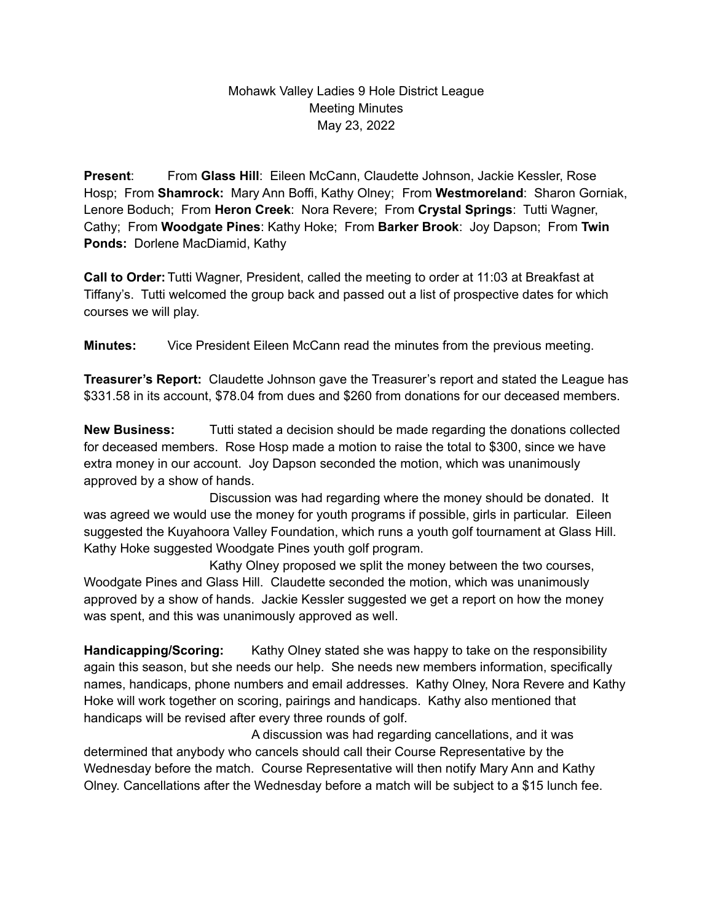Mohawk Valley Ladies 9 Hole District League
Meeting Minutes
May 23, 2022

**Present**: From **Glass Hill**: Eileen McCann, Claudette Johnson, Jackie Kessler, Rose Hosp; From **Shamrock:** Mary Ann Boffi, Kathy Olney; From **Westmoreland**: Sharon Gorniak, Lenore Boduch; From **Heron Creek**: Nora Revere; From **Crystal Springs**: Tutti Wagner, Cathy; From **Woodgate Pines**: Kathy Hoke; From **Barker Brook**: Joy Dapson; From **Twin Ponds:** Dorlene MacDiamid, Kathy

**Call to Order:** Tutti Wagner, President, called the meeting to order at 11:03 at Breakfast at Tiffany's. Tutti welcomed the group back and passed out a list of prospective dates for which courses we will play.

**Minutes:** Vice President Eileen McCann read the minutes from the previous meeting.

**Treasurer's Report:** Claudette Johnson gave the Treasurer's report and stated the League has $331.58 in its account, $78.04 from dues and $260 from donations for our deceased members.

**New Business:** Tutti stated a decision should be made regarding the donations collected for deceased members. Rose Hosp made a motion to raise the total to $300, since we have extra money in our account. Joy Dapson seconded the motion, which was unanimously approved by a show of hands.

Discussion was had regarding where the money should be donated. It was agreed we would use the money for youth programs if possible, girls in particular. Eileen suggested the Kuyahoora Valley Foundation, which runs a youth golf tournament at Glass Hill. Kathy Hoke suggested Woodgate Pines youth golf program.

Kathy Olney proposed we split the money between the two courses, Woodgate Pines and Glass Hill. Claudette seconded the motion, which was unanimously approved by a show of hands. Jackie Kessler suggested we get a report on how the money was spent, and this was unanimously approved as well.

**Handicapping/Scoring:** Kathy Olney stated she was happy to take on the responsibility again this season, but she needs our help. She needs new members information, specifically names, handicaps, phone numbers and email addresses. Kathy Olney, Nora Revere and Kathy Hoke will work together on scoring, pairings and handicaps. Kathy also mentioned that handicaps will be revised after every three rounds of golf.

A discussion was had regarding cancellations, and it was determined that anybody who cancels should call their Course Representative by the Wednesday before the match. Course Representative will then notify Mary Ann and Kathy Olney. Cancellations after the Wednesday before a match will be subject to a $15 lunch fee.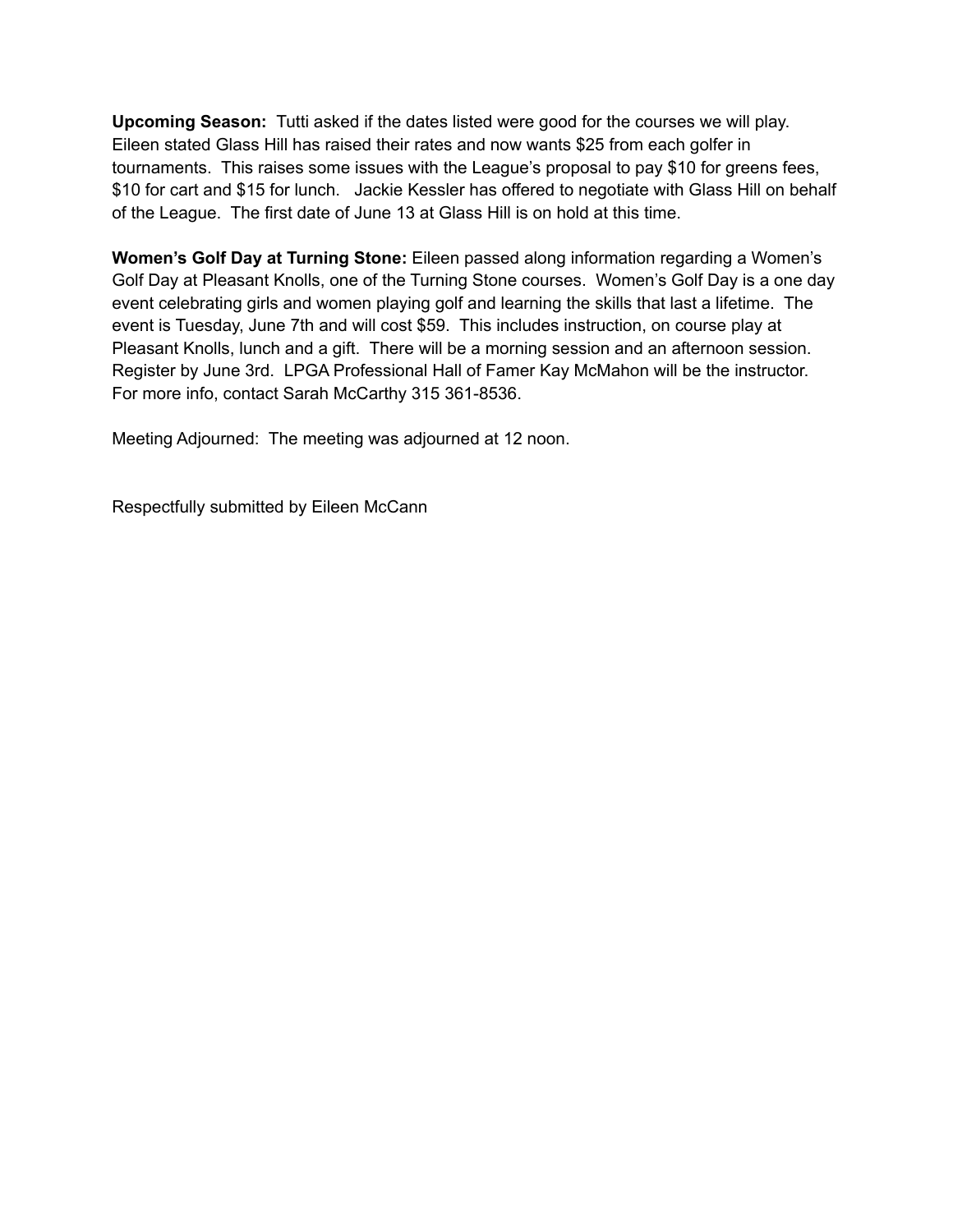**Upcoming Season:** Tutti asked if the dates listed were good for the courses we will play. Eileen stated Glass Hill has raised their rates and now wants $25 from each golfer in tournaments. This raises some issues with the League's proposal to pay $10 for greens fees, $10 for cart and $15 for lunch. Jackie Kessler has offered to negotiate with Glass Hill on behalf of the League. The first date of June 13 at Glass Hill is on hold at this time.

**Women's Golf Day at Turning Stone:** Eileen passed along information regarding a Women's Golf Day at Pleasant Knolls, one of the Turning Stone courses. Women's Golf Day is a one day event celebrating girls and women playing golf and learning the skills that last a lifetime. The event is Tuesday, June 7th and will cost $59. This includes instruction, on course play at Pleasant Knolls, lunch and a gift. There will be a morning session and an afternoon session. Register by June 3rd. LPGA Professional Hall of Famer Kay McMahon will be the instructor. For more info, contact Sarah McCarthy 315 361-8536.

Meeting Adjourned: The meeting was adjourned at 12 noon.

Respectfully submitted by Eileen McCann